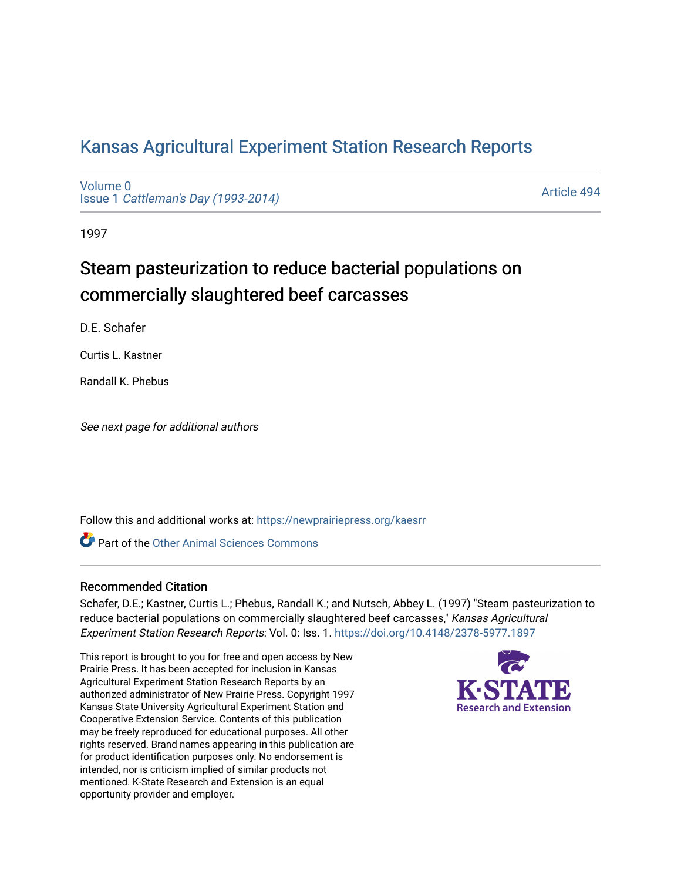# Kansas Agricultural Experiment Station Research Reports

Volume 0
Issue 1 *Cattleman's Day (1993-2014)*

Article 494

1997

## Steam pasteurization to reduce bacterial populations on commercially slaughtered beef carcasses

D.E. Schafer

Curtis L. Kastner

Randall K. Phebus

*See next page for additional authors*

Follow this and additional works at: https://newprairiepress.org/kaesrr

Part of the Other Animal Sciences Commons

### Recommended Citation

Schafer, D.E.; Kastner, Curtis L.; Phebus, Randall K.; and Nutsch, Abbey L. (1997) "Steam pasteurization to reduce bacterial populations on commercially slaughtered beef carcasses," *Kansas Agricultural Experiment Station Research Reports*: Vol. 0: Iss. 1. https://doi.org/10.4148/2378-5977.1897

This report is brought to you for free and open access by New Prairie Press. It has been accepted for inclusion in Kansas Agricultural Experiment Station Research Reports by an authorized administrator of New Prairie Press. Copyright 1997 Kansas State University Agricultural Experiment Station and Cooperative Extension Service. Contents of this publication may be freely reproduced for educational purposes. All other rights reserved. Brand names appearing in this publication are for product identification purposes only. No endorsement is intended, nor is criticism implied of similar products not mentioned. K-State Research and Extension is an equal opportunity provider and employer.

K-STATE Research and Extension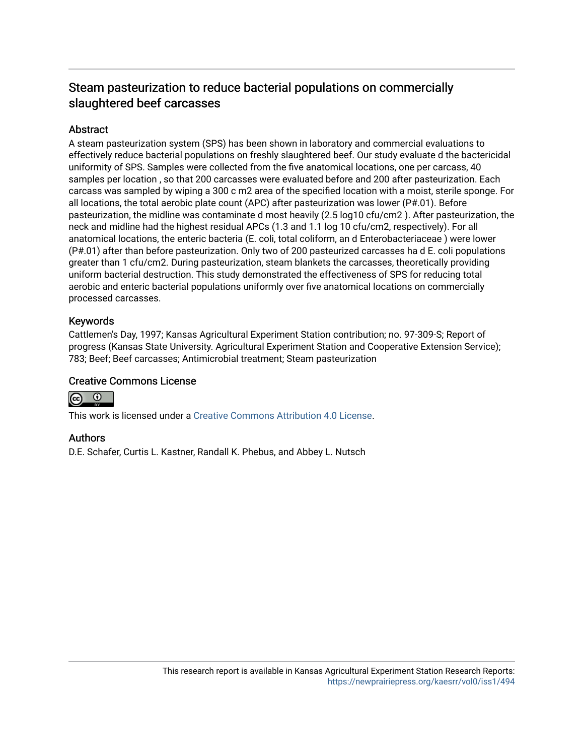# Steam pasteurization to reduce bacterial populations on commercially slaughtered beef carcasses

## Abstract

A steam pasteurization system (SPS) has been shown in laboratory and commercial evaluations to effectively reduce bacterial populations on freshly slaughtered beef. Our study evaluate d the bactericidal uniformity of SPS. Samples were collected from the five anatomical locations, one per carcass, 40 samples per location , so that 200 carcasses were evaluated before and 200 after pasteurization. Each carcass was sampled by wiping a 300 c m2 area of the specified location with a moist, sterile sponge. For all locations, the total aerobic plate count (APC) after pasteurization was lower (P#.01). Before pasteurization, the midline was contaminate d most heavily (2.5 log10 cfu/cm2 ). After pasteurization, the neck and midline had the highest residual APCs (1.3 and 1.1 log 10 cfu/cm2, respectively). For all anatomical locations, the enteric bacteria (E. coli, total coliform, an d Enterobacteriaceae ) were lower (P#.01) after than before pasteurization. Only two of 200 pasteurized carcasses ha d E. coli populations greater than 1 cfu/cm2. During pasteurization, steam blankets the carcasses, theoretically providing uniform bacterial destruction. This study demonstrated the effectiveness of SPS for reducing total aerobic and enteric bacterial populations uniformly over five anatomical locations on commercially processed carcasses.

## Keywords

Cattlemen's Day, 1997; Kansas Agricultural Experiment Station contribution; no. 97-309-S; Report of progress (Kansas State University. Agricultural Experiment Station and Cooperative Extension Service); 783; Beef; Beef carcasses; Antimicrobial treatment; Steam pasteurization

## Creative Commons License

This work is licensed under a Creative Commons Attribution 4.0 License.

## Authors

D.E. Schafer, Curtis L. Kastner, Randall K. Phebus, and Abbey L. Nutsch

This research report is available in Kansas Agricultural Experiment Station Research Reports: https://newprairiepress.org/kaesrr/vol0/iss1/494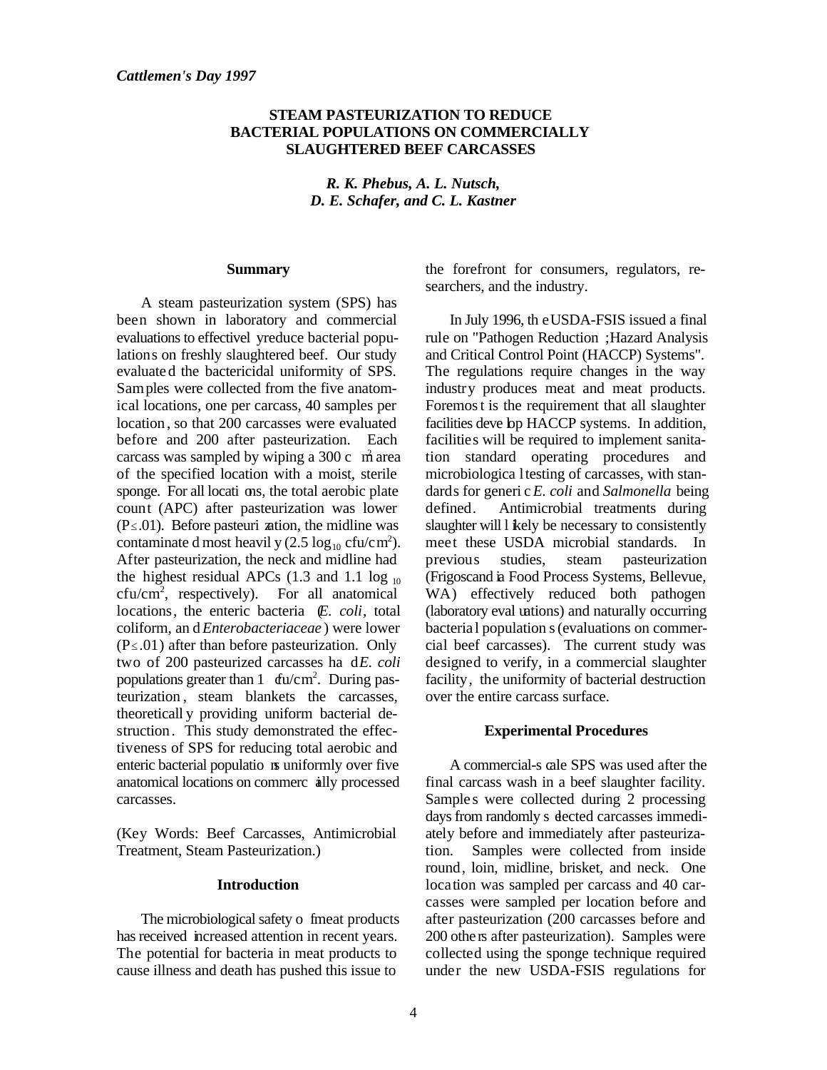# STEAM PASTEURIZATION TO REDUCE BACTERIAL POPULATIONS ON COMMERCIALLY SLAUGHTERED BEEF CARCASSES

***R. K. Phebus, A. L. Nutsch, D. E. Schafer, and C. L. Kastner***

## Summary

A steam pasteurization system (SPS) has been shown in laboratory and commercial evaluations to effectively reduce bacterial populations on freshly slaughtered beef. Our study evaluated the bactericidal uniformity of SPS. Samples were collected from the five anatomical locations, one per carcass, 40 samples per location, so that 200 carcasses were evaluated before and 200 after pasteurization. Each carcass was sampled by wiping a 300 $cm^2$ area of the specified location with a moist, sterile sponge. For all locations, the total aerobic plate count (APC) after pasteurization was lower ($P \leq .01$). Before pasteurization, the midline was contaminated most heavily (2.5 $\log_{10}$ cfu/$cm^2$). After pasteurization, the neck and midline had the highest residual APCs (1.3 and 1.1 $\log_{10}$ cfu/$cm^2$, respectively). For all anatomical locations, the enteric bacteria (*E. coli*, total coliform, and *Enterobacteriaceae*) were lower ($P \leq .01$) after than before pasteurization. Only two of 200 pasteurized carcasses had *E. coli* populations greater than 1 cfu/$cm^2$. During pasteurization, steam blankets the carcasses, theoretically providing uniform bacterial destruction. This study demonstrated the effectiveness of SPS for reducing total aerobic and enteric bacterial populations uniformly over five anatomical locations on commercially processed carcasses.

(Key Words: Beef Carcasses, Antimicrobial Treatment, Steam Pasteurization.)

## Introduction

The microbiological safety of meat products has received increased attention in recent years. The potential for bacteria in meat products to cause illness and death has pushed this issue to the forefront for consumers, regulators, researchers, and the industry.

In July 1996, the USDA-FSIS issued a final rule on "Pathogen Reduction; Hazard Analysis and Critical Control Point (HACCP) Systems". The regulations require changes in the way industry produces meat and meat products. Foremost is the requirement that all slaughter facilities develop HACCP systems. In addition, facilities will be required to implement sanitation standard operating procedures and microbiological testing of carcasses, with standards for generic *E. coli* and *Salmonella* being defined. Antimicrobial treatments during slaughter will likely be necessary to consistently meet these USDA microbial standards. In previous studies, steam pasteurization (Frigoscandia Food Process Systems, Bellevue, WA) effectively reduced both pathogen (laboratory evaluations) and naturally occurring bacterial populations (evaluations on commercial beef carcasses). The current study was designed to verify, in a commercial slaughter facility, the uniformity of bacterial destruction over the entire carcass surface.

## Experimental Procedures

A commercial-scale SPS was used after the final carcass wash in a beef slaughter facility. Samples were collected during 2 processing days from randomly selected carcasses immediately before and immediately after pasteurization. Samples were collected from inside round, loin, midline, brisket, and neck. One location was sampled per carcass and 40 carcasses were sampled per location before and after pasteurization (200 carcasses before and 200 others after pasteurization). Samples were collected using the sponge technique required under the new USDA-FSIS regulations for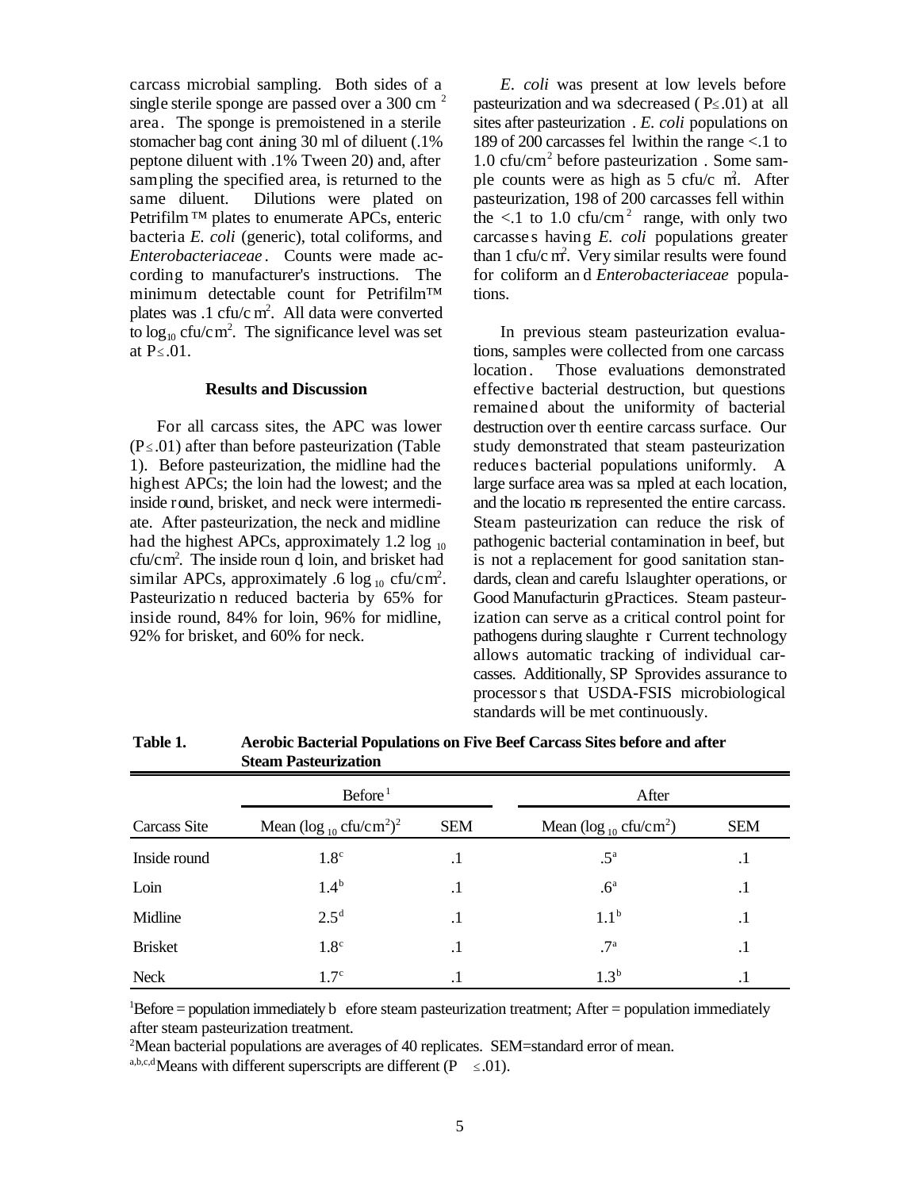carcass microbial sampling. Both sides of a single sterile sponge are passed over a 300 cm$^2$ area. The sponge is premoistened in a sterile stomacher bag containing 30 ml of diluent (.1% peptone diluent with .1% Tween 20) and, after sampling the specified area, is returned to the same diluent. Dilutions were plated on Petrifilm™ plates to enumerate APCs, enteric bacteria *E. coli* (generic), total coliforms, and *Enterobacteriaceae*. Counts were made according to manufacturer's instructions. The minimum detectable count for Petrifilm™ plates was .1 cfu/cm$^2$. All data were converted to $\log_{10}$ cfu/cm$^2$. The significance level was set at $P \leq .01$.

## Results and Discussion

For all carcass sites, the APC was lower ($P \leq .01$) after than before pasteurization (Table 1). Before pasteurization, the midline had the highest APCs; the loin had the lowest; and the inside round, brisket, and neck were intermediate. After pasteurization, the neck and midline had the highest APCs, approximately 1.2 $\log_{10}$ cfu/cm$^2$. The inside round, loin, and brisket had similar APCs, approximately .6 $\log_{10}$ cfu/cm$^2$. Pasteurization reduced bacteria by 65% for inside round, 84% for loin, 96% for midline, 92% for brisket, and 60% for neck.

*E. coli* was present at low levels before pasteurization and was decreased ($P \leq .01$) at all sites after pasteurization. *E. coli* populations on 189 of 200 carcasses fell within the range <.1 to 1.0 cfu/cm$^2$ before pasteurization. Some sample counts were as high as 5 cfu/cm$^2$. After pasteurization, 198 of 200 carcasses fell within the <.1 to 1.0 cfu/cm$^2$ range, with only two carcasses having *E. coli* populations greater than 1 cfu/cm$^2$. Very similar results were found for coliform and *Enterobacteriaceae* populations.

In previous steam pasteurization evaluations, samples were collected from one carcass location. Those evaluations demonstrated effective bacterial destruction, but questions remained about the uniformity of bacterial destruction over the entire carcass surface. Our study demonstrated that steam pasteurization reduces bacterial populations uniformly. A large surface area was sampled at each location, and the locations represented the entire carcass. Steam pasteurization can reduce the risk of pathogenic bacterial contamination in beef, but is not a replacement for good sanitation standards, clean and careful slaughter operations, or Good Manufacturing Practices. Steam pasteurization can serve as a critical control point for pathogens during slaughter. Current technology allows automatic tracking of individual carcasses. Additionally, SPS provides assurance to processors that USDA-FSIS microbiological standards will be met continuously.

**Table 1. Aerobic Bacterial Populations on Five Beef Carcass Sites before and after Steam Pasteurization**

| | Before[1] | | After | |
|---|---|---|---|---|
| Carcass Site | Mean ($\log_{10}$ cfu/cm$^2$)[2] | SEM | Mean ($\log_{10}$ cfu/cm$^2$) | SEM |
| Inside round | 1.8[c] | .1 | .5[a] | .1 |
| Loin | 1.4[b] | .1 | .6[a] | .1 |
| Midline | 2.5[d] | .1 | 1.1[b] | .1 |
| Brisket | 1.8[c] | .1 | .7[a] | .1 |
| Neck | 1.7[c] | .1 | 1.3[b] | .1 |

[1]Before = population immediately before steam pasteurization treatment; After = population immediately after steam pasteurization treatment.

[2]Mean bacterial populations are averages of 40 replicates. SEM=standard error of mean.

[a,b,c,d]Means with different superscripts are different ($P \leq .01$).